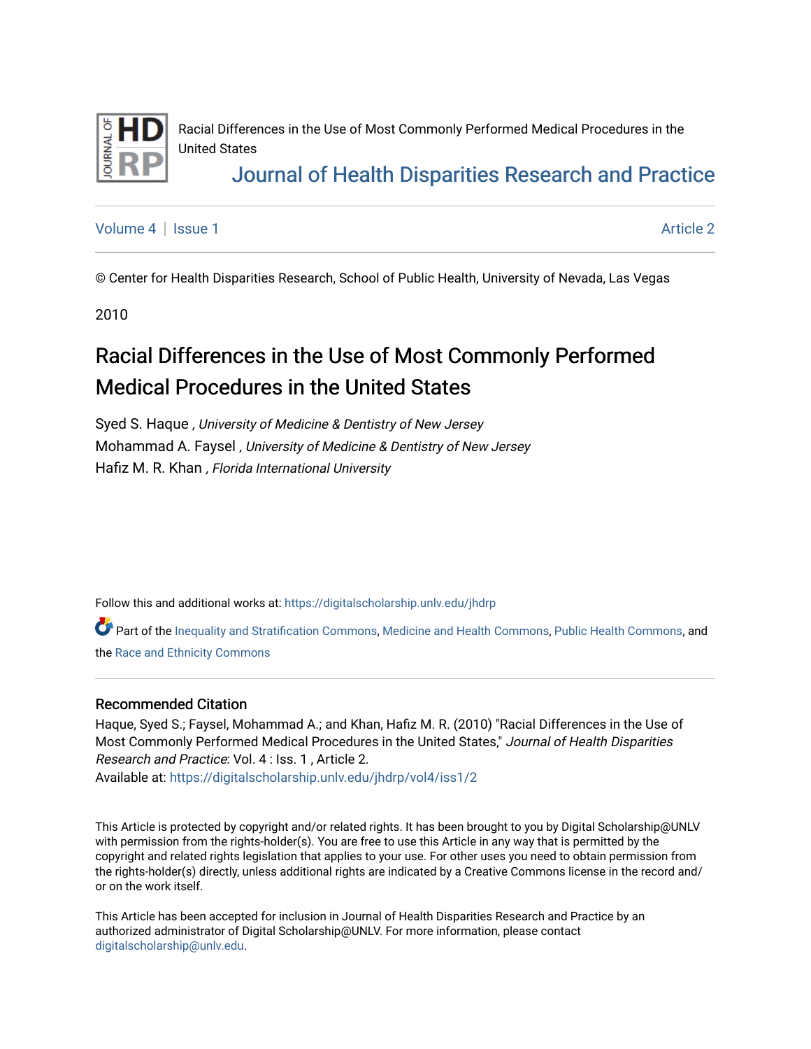Racial Differences in the Use of Most Commonly Performed Medical Procedures in the United States

Journal of Health Disparities Research and Practice

Volume 4 | Issue 1 Article 2

© Center for Health Disparities Research, School of Public Health, University of Nevada, Las Vegas

2010

# Racial Differences in the Use of Most Commonly Performed Medical Procedures in the United States

Syed S. Haque , *University of Medicine & Dentistry of New Jersey*
Mohammad A. Faysel , *University of Medicine & Dentistry of New Jersey*
Hafiz M. R. Khan , *Florida International University*

Follow this and additional works at: https://digitalscholarship.unlv.edu/jhdrp

Part of the Inequality and Stratification Commons, Medicine and Health Commons, Public Health Commons, and the Race and Ethnicity Commons

## Recommended Citation

Haque, Syed S.; Faysel, Mohammad A.; and Khan, Hafiz M. R. (2010) "Racial Differences in the Use of Most Commonly Performed Medical Procedures in the United States," *Journal of Health Disparities Research and Practice*: Vol. 4 : Iss. 1 , Article 2.
Available at: https://digitalscholarship.unlv.edu/jhdrp/vol4/iss1/2

This Article is protected by copyright and/or related rights. It has been brought to you by Digital Scholarship@UNLV with permission from the rights-holder(s). You are free to use this Article in any way that is permitted by the copyright and related rights legislation that applies to your use. For other uses you need to obtain permission from the rights-holder(s) directly, unless additional rights are indicated by a Creative Commons license in the record and/or on the work itself.

This Article has been accepted for inclusion in Journal of Health Disparities Research and Practice by an authorized administrator of Digital Scholarship@UNLV. For more information, please contact digitalscholarship@unlv.edu.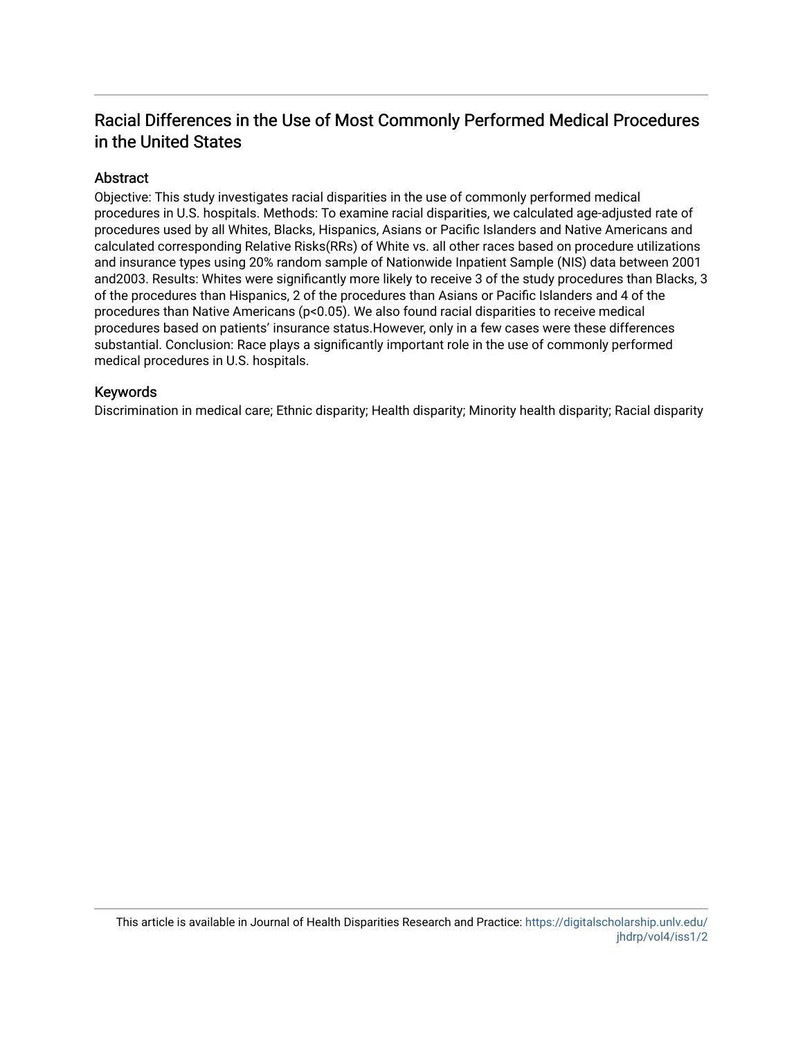## Racial Differences in the Use of Most Commonly Performed Medical Procedures in the United States

### Abstract

Objective: This study investigates racial disparities in the use of commonly performed medical procedures in U.S. hospitals. Methods: To examine racial disparities, we calculated age-adjusted rate of procedures used by all Whites, Blacks, Hispanics, Asians or Pacific Islanders and Native Americans and calculated corresponding Relative Risks(RRs) of White vs. all other races based on procedure utilizations and insurance types using 20% random sample of Nationwide Inpatient Sample (NIS) data between 2001 and2003. Results: Whites were significantly more likely to receive 3 of the study procedures than Blacks, 3 of the procedures than Hispanics, 2 of the procedures than Asians or Pacific Islanders and 4 of the procedures than Native Americans ($p<0.05$). We also found racial disparities to receive medical procedures based on patients' insurance status.However, only in a few cases were these differences substantial. Conclusion: Race plays a significantly important role in the use of commonly performed medical procedures in U.S. hospitals.

### Keywords

Discrimination in medical care; Ethnic disparity; Health disparity; Minority health disparity; Racial disparity

This article is available in Journal of Health Disparities Research and Practice: https://digitalscholarship.unlv.edu/jhdrp/vol4/iss1/2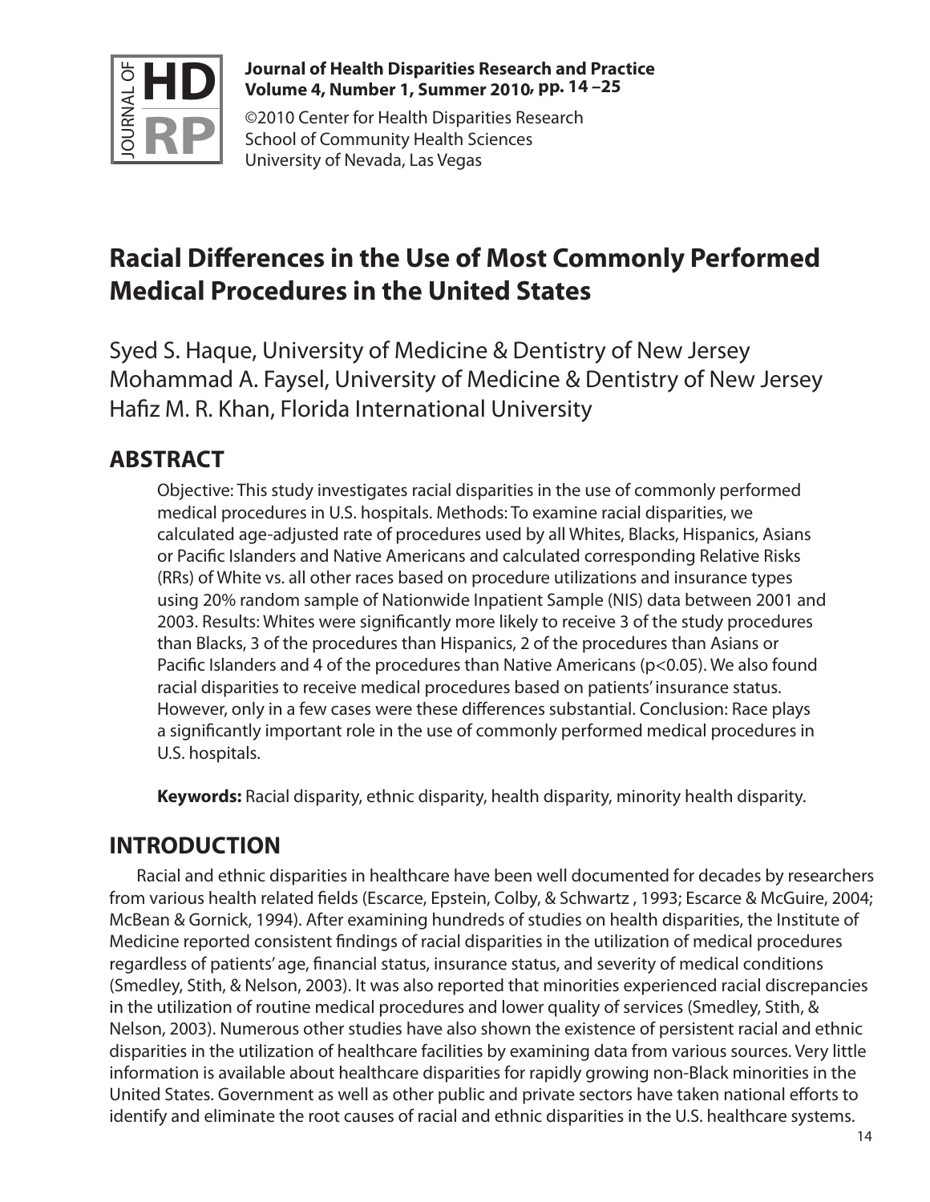# Racial Differences in the Use of Most Commonly Performed Medical Procedures in the United States

Syed S. Haque, University of Medicine & Dentistry of New Jersey
Mohammad A. Faysel, University of Medicine & Dentistry of New Jersey
Hafiz M. R. Khan, Florida International University

## ABSTRACT

Objective: This study investigates racial disparities in the use of commonly performed medical procedures in U.S. hospitals. Methods: To examine racial disparities, we calculated age-adjusted rate of procedures used by all Whites, Blacks, Hispanics, Asians or Pacific Islanders and Native Americans and calculated corresponding Relative Risks (RRs) of White vs. all other races based on procedure utilizations and insurance types using 20% random sample of Nationwide Inpatient Sample (NIS) data between 2001 and 2003. Results: Whites were significantly more likely to receive 3 of the study procedures than Blacks, 3 of the procedures than Hispanics, 2 of the procedures than Asians or Pacific Islanders and 4 of the procedures than Native Americans ($p<0.05$). We also found racial disparities to receive medical procedures based on patients' insurance status. However, only in a few cases were these differences substantial. Conclusion: Race plays a significantly important role in the use of commonly performed medical procedures in U.S. hospitals.

**Keywords:** Racial disparity, ethnic disparity, health disparity, minority health disparity.

## INTRODUCTION

Racial and ethnic disparities in healthcare have been well documented for decades by researchers from various health related fields (Escarce, Epstein, Colby, & Schwartz , 1993; Escarce & McGuire, 2004; McBean & Gornick, 1994). After examining hundreds of studies on health disparities, the Institute of Medicine reported consistent findings of racial disparities in the utilization of medical procedures regardless of patients' age, financial status, insurance status, and severity of medical conditions (Smedley, Stith, & Nelson, 2003). It was also reported that minorities experienced racial discrepancies in the utilization of routine medical procedures and lower quality of services (Smedley, Stith, & Nelson, 2003). Numerous other studies have also shown the existence of persistent racial and ethnic disparities in the utilization of healthcare facilities by examining data from various sources. Very little information is available about healthcare disparities for rapidly growing non-Black minorities in the United States. Government as well as other public and private sectors have taken national efforts to identify and eliminate the root causes of racial and ethnic disparities in the U.S. healthcare systems.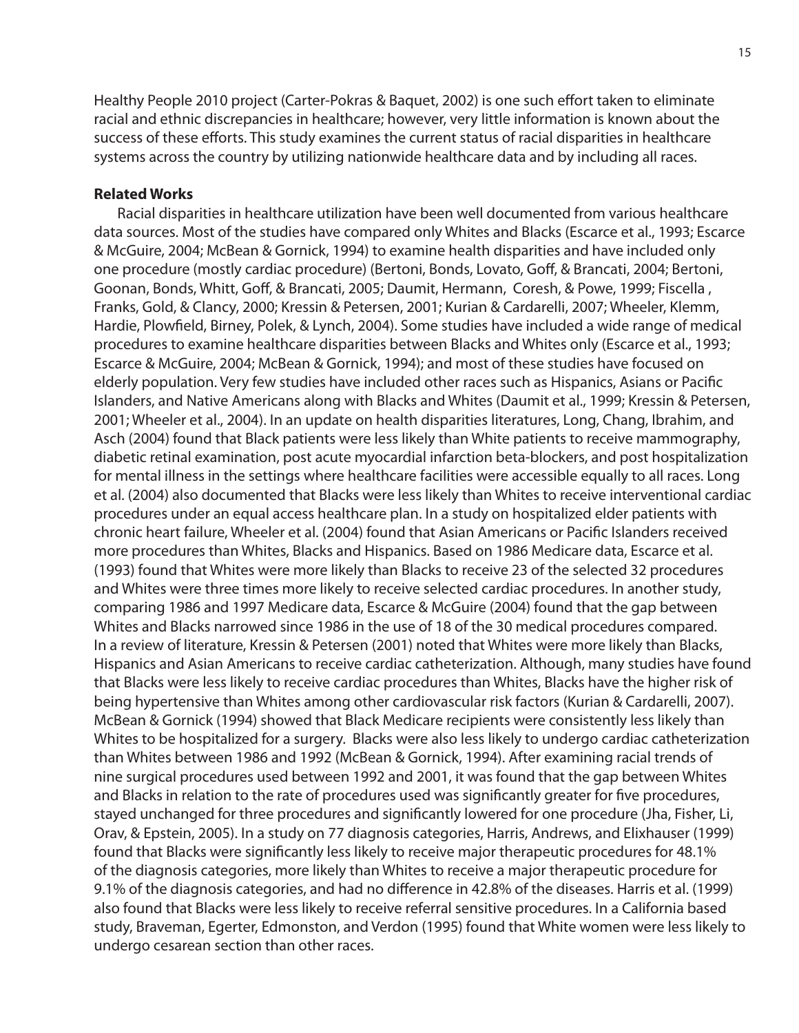Healthy People 2010 project (Carter-Pokras & Baquet, 2002) is one such effort taken to eliminate racial and ethnic discrepancies in healthcare; however, very little information is known about the success of these efforts. This study examines the current status of racial disparities in healthcare systems across the country by utilizing nationwide healthcare data and by including all races.

**Related Works**

Racial disparities in healthcare utilization have been well documented from various healthcare data sources. Most of the studies have compared only Whites and Blacks (Escarce et al., 1993; Escarce & McGuire, 2004; McBean & Gornick, 1994) to examine health disparities and have included only one procedure (mostly cardiac procedure) (Bertoni, Bonds, Lovato, Goff, & Brancati, 2004; Bertoni, Goonan, Bonds, Whitt, Goff, & Brancati, 2005; Daumit, Hermann, Coresh, & Powe, 1999; Fiscella , Franks, Gold, & Clancy, 2000; Kressin & Petersen, 2001; Kurian & Cardarelli, 2007; Wheeler, Klemm, Hardie, Plowfield, Birney, Polek, & Lynch, 2004). Some studies have included a wide range of medical procedures to examine healthcare disparities between Blacks and Whites only (Escarce et al., 1993; Escarce & McGuire, 2004; McBean & Gornick, 1994); and most of these studies have focused on elderly population. Very few studies have included other races such as Hispanics, Asians or Pacific Islanders, and Native Americans along with Blacks and Whites (Daumit et al., 1999; Kressin & Petersen, 2001; Wheeler et al., 2004). In an update on health disparities literatures, Long, Chang, Ibrahim, and Asch (2004) found that Black patients were less likely than White patients to receive mammography, diabetic retinal examination, post acute myocardial infarction beta-blockers, and post hospitalization for mental illness in the settings where healthcare facilities were accessible equally to all races. Long et al. (2004) also documented that Blacks were less likely than Whites to receive interventional cardiac procedures under an equal access healthcare plan. In a study on hospitalized elder patients with chronic heart failure, Wheeler et al. (2004) found that Asian Americans or Pacific Islanders received more procedures than Whites, Blacks and Hispanics. Based on 1986 Medicare data, Escarce et al. (1993) found that Whites were more likely than Blacks to receive 23 of the selected 32 procedures and Whites were three times more likely to receive selected cardiac procedures. In another study, comparing 1986 and 1997 Medicare data, Escarce & McGuire (2004) found that the gap between Whites and Blacks narrowed since 1986 in the use of 18 of the 30 medical procedures compared. In a review of literature, Kressin & Petersen (2001) noted that Whites were more likely than Blacks, Hispanics and Asian Americans to receive cardiac catheterization. Although, many studies have found that Blacks were less likely to receive cardiac procedures than Whites, Blacks have the higher risk of being hypertensive than Whites among other cardiovascular risk factors (Kurian & Cardarelli, 2007). McBean & Gornick (1994) showed that Black Medicare recipients were consistently less likely than Whites to be hospitalized for a surgery. Blacks were also less likely to undergo cardiac catheterization than Whites between 1986 and 1992 (McBean & Gornick, 1994). After examining racial trends of nine surgical procedures used between 1992 and 2001, it was found that the gap between Whites and Blacks in relation to the rate of procedures used was significantly greater for five procedures, stayed unchanged for three procedures and significantly lowered for one procedure (Jha, Fisher, Li, Orav, & Epstein, 2005). In a study on 77 diagnosis categories, Harris, Andrews, and Elixhauser (1999) found that Blacks were significantly less likely to receive major therapeutic procedures for 48.1% of the diagnosis categories, more likely than Whites to receive a major therapeutic procedure for 9.1% of the diagnosis categories, and had no difference in 42.8% of the diseases. Harris et al. (1999) also found that Blacks were less likely to receive referral sensitive procedures. In a California based study, Braveman, Egerter, Edmonston, and Verdon (1995) found that White women were less likely to undergo cesarean section than other races.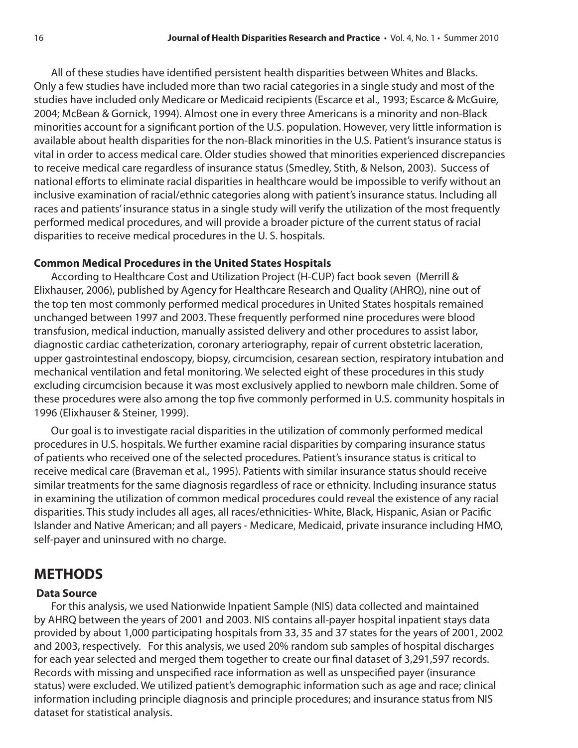All of these studies have identified persistent health disparities between Whites and Blacks. Only a few studies have included more than two racial categories in a single study and most of the studies have included only Medicare or Medicaid recipients (Escarce et al., 1993; Escarce & McGuire, 2004; McBean & Gornick, 1994). Almost one in every three Americans is a minority and non-Black minorities account for a significant portion of the U.S. population. However, very little information is available about health disparities for the non-Black minorities in the U.S. Patient's insurance status is vital in order to access medical care. Older studies showed that minorities experienced discrepancies to receive medical care regardless of insurance status (Smedley, Stith, & Nelson, 2003). Success of national efforts to eliminate racial disparities in healthcare would be impossible to verify without an inclusive examination of racial/ethnic categories along with patient's insurance status. Including all races and patients' insurance status in a single study will verify the utilization of the most frequently performed medical procedures, and will provide a broader picture of the current status of racial disparities to receive medical procedures in the U. S. hospitals.

**Common Medical Procedures in the United States Hospitals**

According to Healthcare Cost and Utilization Project (H-CUP) fact book seven (Merrill & Elixhauser, 2006), published by Agency for Healthcare Research and Quality (AHRQ), nine out of the top ten most commonly performed medical procedures in United States hospitals remained unchanged between 1997 and 2003. These frequently performed nine procedures were blood transfusion, medical induction, manually assisted delivery and other procedures to assist labor, diagnostic cardiac catheterization, coronary arteriography, repair of current obstetric laceration, upper gastrointestinal endoscopy, biopsy, circumcision, cesarean section, respiratory intubation and mechanical ventilation and fetal monitoring. We selected eight of these procedures in this study excluding circumcision because it was most exclusively applied to newborn male children. Some of these procedures were also among the top five commonly performed in U.S. community hospitals in 1996 (Elixhauser & Steiner, 1999).

Our goal is to investigate racial disparities in the utilization of commonly performed medical procedures in U.S. hospitals. We further examine racial disparities by comparing insurance status of patients who received one of the selected procedures. Patient's insurance status is critical to receive medical care (Braveman et al., 1995). Patients with similar insurance status should receive similar treatments for the same diagnosis regardless of race or ethnicity. Including insurance status in examining the utilization of common medical procedures could reveal the existence of any racial disparities. This study includes all ages, all races/ethnicities- White, Black, Hispanic, Asian or Pacific Islander and Native American; and all payers - Medicare, Medicaid, private insurance including HMO, self-payer and uninsured with no charge.

## METHODS

**Data Source**

For this analysis, we used Nationwide Inpatient Sample (NIS) data collected and maintained by AHRQ between the years of 2001 and 2003. NIS contains all-payer hospital inpatient stays data provided by about 1,000 participating hospitals from 33, 35 and 37 states for the years of 2001, 2002 and 2003, respectively. For this analysis, we used 20% random sub samples of hospital discharges for each year selected and merged them together to create our final dataset of 3,291,597 records. Records with missing and unspecified race information as well as unspecified payer (insurance status) were excluded. We utilized patient's demographic information such as age and race; clinical information including principle diagnosis and principle procedures; and insurance status from NIS dataset for statistical analysis.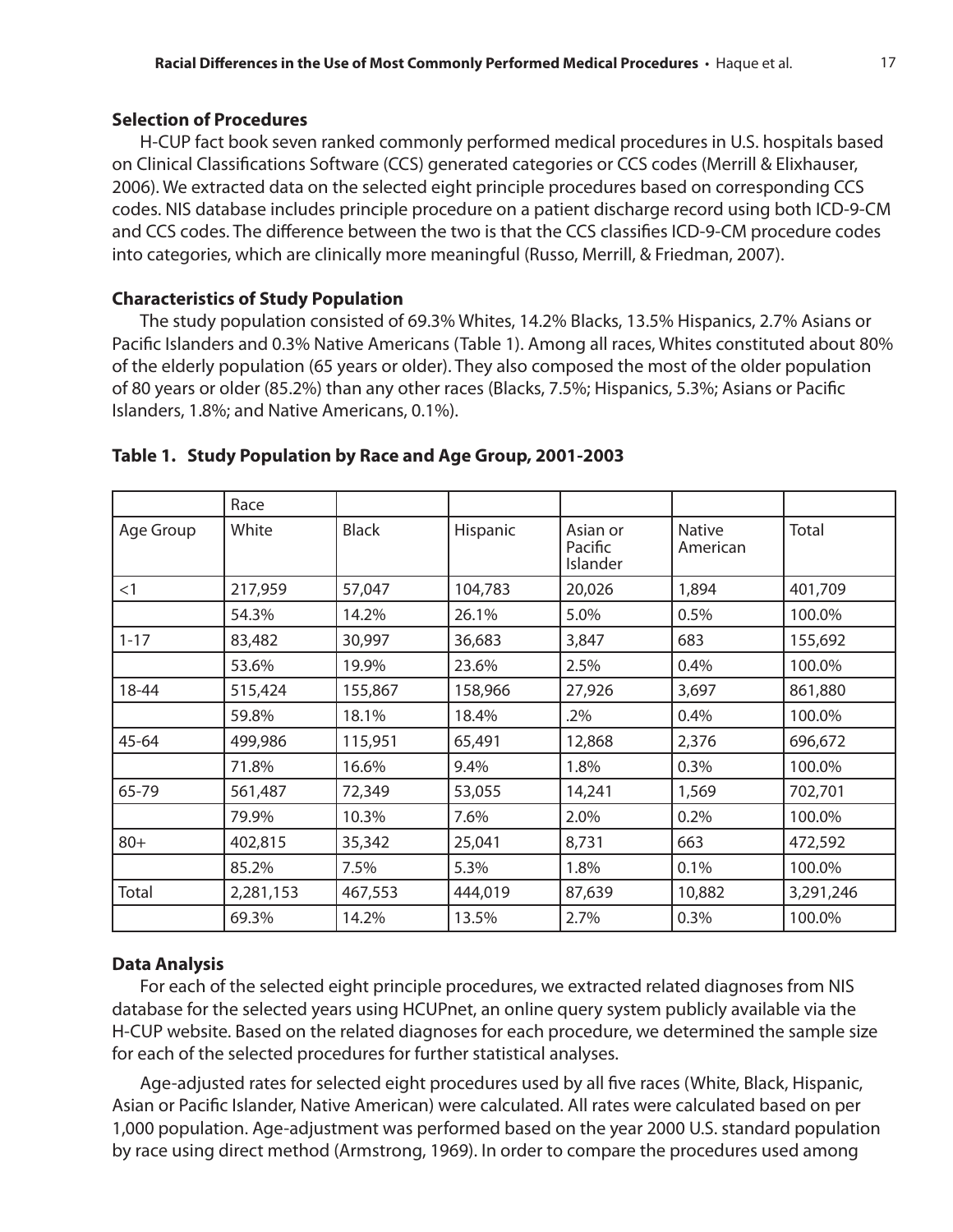### Selection of Procedures

H-CUP fact book seven ranked commonly performed medical procedures in U.S. hospitals based on Clinical Classifications Software (CCS) generated categories or CCS codes (Merrill & Elixhauser, 2006). We extracted data on the selected eight principle procedures based on corresponding CCS codes. NIS database includes principle procedure on a patient discharge record using both ICD-9-CM and CCS codes. The difference between the two is that the CCS classifies ICD-9-CM procedure codes into categories, which are clinically more meaningful (Russo, Merrill, & Friedman, 2007).

### Characteristics of Study Population

The study population consisted of 69.3% Whites, 14.2% Blacks, 13.5% Hispanics, 2.7% Asians or Pacific Islanders and 0.3% Native Americans (Table 1). Among all races, Whites constituted about 80% of the elderly population (65 years or older). They also composed the most of the older population of 80 years or older (85.2%) than any other races (Blacks, 7.5%; Hispanics, 5.3%; Asians or Pacific Islanders, 1.8%; and Native Americans, 0.1%).

**Table 1. Study Population by Race and Age Group, 2001-2003**

| | Race | | | | | |
|---|---|---|---|---|---|---|
| Age Group | White | Black | Hispanic | Asian or Pacific Islander | Native American | Total |
| <1 | 217,959 | 57,047 | 104,783 | 20,026 | 1,894 | 401,709 |
| | 54.3% | 14.2% | 26.1% | 5.0% | 0.5% | 100.0% |
| 1-17 | 83,482 | 30,997 | 36,683 | 3,847 | 683 | 155,692 |
| | 53.6% | 19.9% | 23.6% | 2.5% | 0.4% | 100.0% |
| 18-44 | 515,424 | 155,867 | 158,966 | 27,926 | 3,697 | 861,880 |
| | 59.8% | 18.1% | 18.4% | .2% | 0.4% | 100.0% |
| 45-64 | 499,986 | 115,951 | 65,491 | 12,868 | 2,376 | 696,672 |
| | 71.8% | 16.6% | 9.4% | 1.8% | 0.3% | 100.0% |
| 65-79 | 561,487 | 72,349 | 53,055 | 14,241 | 1,569 | 702,701 |
| | 79.9% | 10.3% | 7.6% | 2.0% | 0.2% | 100.0% |
| 80+ | 402,815 | 35,342 | 25,041 | 8,731 | 663 | 472,592 |
| | 85.2% | 7.5% | 5.3% | 1.8% | 0.1% | 100.0% |
| Total | 2,281,153 | 467,553 | 444,019 | 87,639 | 10,882 | 3,291,246 |
| | 69.3% | 14.2% | 13.5% | 2.7% | 0.3% | 100.0% |

### Data Analysis

For each of the selected eight principle procedures, we extracted related diagnoses from NIS database for the selected years using HCUPnet, an online query system publicly available via the H-CUP website. Based on the related diagnoses for each procedure, we determined the sample size for each of the selected procedures for further statistical analyses.

Age-adjusted rates for selected eight procedures used by all five races (White, Black, Hispanic, Asian or Pacific Islander, Native American) were calculated. All rates were calculated based on per 1,000 population. Age-adjustment was performed based on the year 2000 U.S. standard population by race using direct method (Armstrong, 1969). In order to compare the procedures used among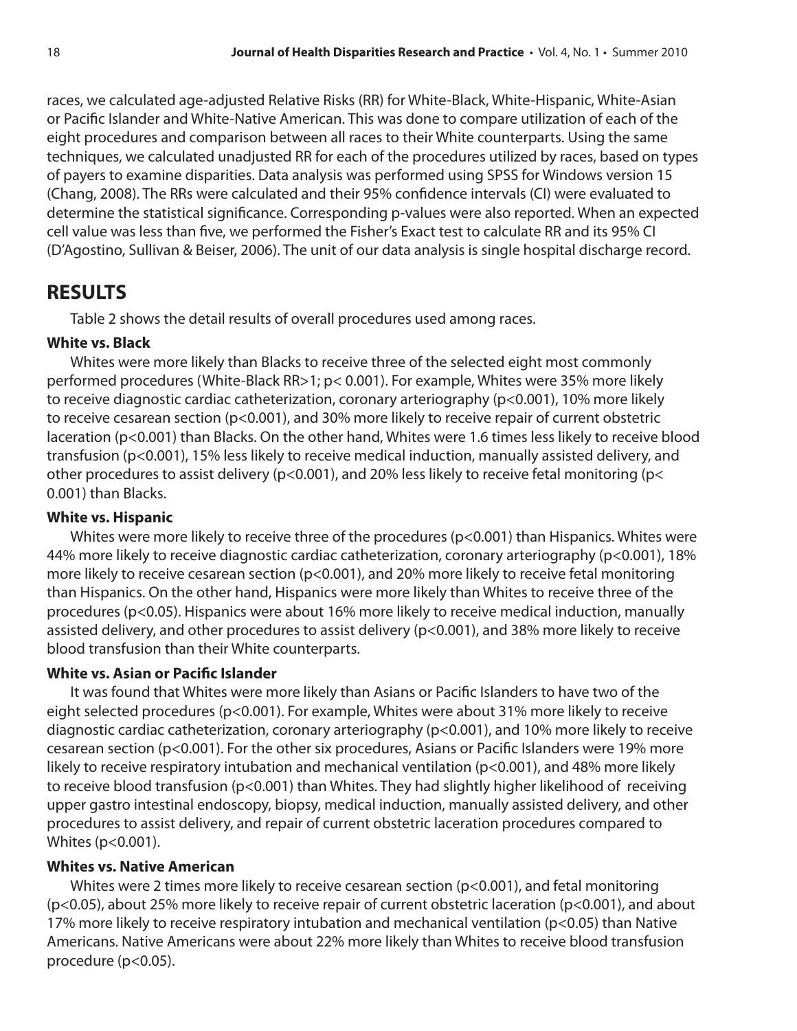races, we calculated age-adjusted Relative Risks (RR) for White-Black, White-Hispanic, White-Asian or Pacific Islander and White-Native American. This was done to compare utilization of each of the eight procedures and comparison between all races to their White counterparts. Using the same techniques, we calculated unadjusted RR for each of the procedures utilized by races, based on types of payers to examine disparities. Data analysis was performed using SPSS for Windows version 15 (Chang, 2008). The RRs were calculated and their 95% confidence intervals (CI) were evaluated to determine the statistical significance. Corresponding p-values were also reported. When an expected cell value was less than five, we performed the Fisher's Exact test to calculate RR and its 95% CI (D'Agostino, Sullivan & Beiser, 2006). The unit of our data analysis is single hospital discharge record.

## RESULTS

Table 2 shows the detail results of overall procedures used among races.

### White vs. Black

Whites were more likely than Blacks to receive three of the selected eight most commonly performed procedures (White-Black RR>1; $p< 0.001$). For example, Whites were 35% more likely to receive diagnostic cardiac catheterization, coronary arteriography ($p<0.001$), 10% more likely to receive cesarean section ($p<0.001$), and 30% more likely to receive repair of current obstetric laceration ($p<0.001$) than Blacks. On the other hand, Whites were 1.6 times less likely to receive blood transfusion ($p<0.001$), 15% less likely to receive medical induction, manually assisted delivery, and other procedures to assist delivery ($p<0.001$), and 20% less likely to receive fetal monitoring ($p< 0.001$) than Blacks.

### White vs. Hispanic

Whites were more likely to receive three of the procedures ($p<0.001$) than Hispanics. Whites were 44% more likely to receive diagnostic cardiac catheterization, coronary arteriography ($p<0.001$), 18% more likely to receive cesarean section ($p<0.001$), and 20% more likely to receive fetal monitoring than Hispanics. On the other hand, Hispanics were more likely than Whites to receive three of the procedures ($p<0.05$). Hispanics were about 16% more likely to receive medical induction, manually assisted delivery, and other procedures to assist delivery ($p<0.001$), and 38% more likely to receive blood transfusion than their White counterparts.

### White vs. Asian or Pacific Islander

It was found that Whites were more likely than Asians or Pacific Islanders to have two of the eight selected procedures ($p<0.001$). For example, Whites were about 31% more likely to receive diagnostic cardiac catheterization, coronary arteriography ($p<0.001$), and 10% more likely to receive cesarean section ($p<0.001$). For the other six procedures, Asians or Pacific Islanders were 19% more likely to receive respiratory intubation and mechanical ventilation ($p<0.001$), and 48% more likely to receive blood transfusion ($p<0.001$) than Whites. They had slightly higher likelihood of receiving upper gastro intestinal endoscopy, biopsy, medical induction, manually assisted delivery, and other procedures to assist delivery, and repair of current obstetric laceration procedures compared to Whites ($p<0.001$).

### Whites vs. Native American

Whites were 2 times more likely to receive cesarean section ($p<0.001$), and fetal monitoring ($p<0.05$), about 25% more likely to receive repair of current obstetric laceration ($p<0.001$), and about 17% more likely to receive respiratory intubation and mechanical ventilation ($p<0.05$) than Native Americans. Native Americans were about 22% more likely than Whites to receive blood transfusion procedure ($p<0.05$).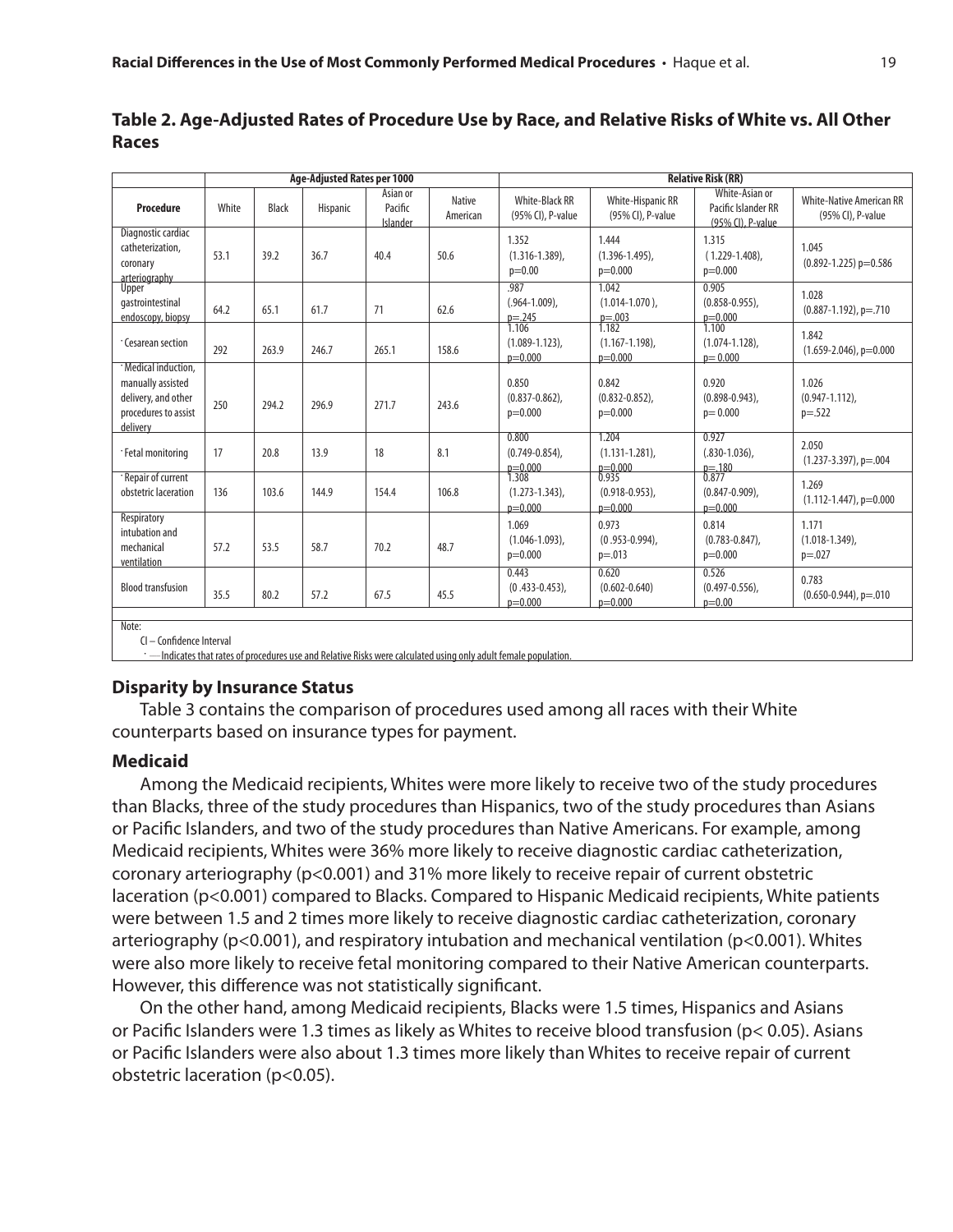**Table 2. Age-Adjusted Rates of Procedure Use by Race, and Relative Risks of White vs. All Other Races**

| | Age-Adjusted Rates per 1000 | | | | | Relative Risk (RR) | | | |
|---|---|---|---|---|---|---|---|---|---|
| Procedure | White | Black | Hispanic | Asian or Pacific Islander | Native American | White-Black RR (95% CI), P-value | White-Hispanic RR (95% CI), P-value | White-Asian or Pacific Islander RR (95% CI), P-value | White-Native American RR (95% CI), P-value |
| Diagnostic cardiac catheterization, coronary arteriography | 53.1 | 39.2 | 36.7 | 40.4 | 50.6 | 1.352 (1.316-1.389), p=0.00 | 1.444 (1.396-1.495), p=0.000 | 1.315 ( 1.229-1.408), p=0.000 | 1.045 (0.892-1.225) p=0.586 |
| Upper gastrointestinal endoscopy, biopsy | 64.2 | 65.1 | 61.7 | 71 | 62.6 | .987 (.964-1.009), p=.245 | 1.042 (1.014-1.070 ), p=.003 | 0.905 (0.858-0.955), p=0.000 | 1.028 (0.887-1.192), p=.710 |
| * Cesarean section | 292 | 263.9 | 246.7 | 265.1 | 158.6 | 1.106 (1.089-1.123), p=0.000 | 1.182 (1.167-1.198), p=0.000 | 1.100 (1.074-1.128), p= 0.000 | 1.842 (1.659-2.046), p=0.000 |
| * Medical induction, manually assisted delivery, and other procedures to assist delivery | 250 | 294.2 | 296.9 | 271.7 | 243.6 | 0.850 (0.837-0.862), p=0.000 | 0.842 (0.832-0.852), p=0.000 | 0.920 (0.898-0.943), p= 0.000 | 1.026 (0.947-1.112), p=.522 |
| * Fetal monitoring | 17 | 20.8 | 13.9 | 18 | 8.1 | 0.800 (0.749-0.854), p=0.000 | 1.204 (1.131-1.281), p=0.000 | 0.927 (.830-1.036), p=.180 | 2.050 (1.237-3.397), p=.004 |
| * Repair of current obstetric laceration | 136 | 103.6 | 144.9 | 154.4 | 106.8 | 1.308 (1.273-1.343), p=0.000 | 0.935 (0.918-0.953), p=0.000 | 0.877 (0.847-0.909), p=0.000 | 1.269 (1.112-1.447), p=0.000 |
| Respiratory intubation and mechanical ventilation | 57.2 | 53.5 | 58.7 | 70.2 | 48.7 | 1.069 (1.046-1.093), p=0.000 | 0.973 (0 .953-0.994), p=.013 | 0.814 (0.783-0.847), p=0.000 | 1.171 (1.018-1.349), p=.027 |
| Blood transfusion | 35.5 | 80.2 | 57.2 | 67.5 | 45.5 | 0.443 (0 .433-0.453), p=0.000 | 0.620 (0.602-0.640) p=0.000 | 0.526 (0.497-0.556), p=0.00 | 0.783 (0.650-0.944), p=.010 |

Note:
CI – Confidence Interval
* —Indicates that rates of procedures use and Relative Risks were calculated using only adult female population.

### Disparity by Insurance Status

Table 3 contains the comparison of procedures used among all races with their White counterparts based on insurance types for payment.

### Medicaid

Among the Medicaid recipients, Whites were more likely to receive two of the study procedures than Blacks, three of the study procedures than Hispanics, two of the study procedures than Asians or Pacific Islanders, and two of the study procedures than Native Americans. For example, among Medicaid recipients, Whites were 36% more likely to receive diagnostic cardiac catheterization, coronary arteriography ($p<0.001$) and 31% more likely to receive repair of current obstetric laceration ($p<0.001$) compared to Blacks. Compared to Hispanic Medicaid recipients, White patients were between 1.5 and 2 times more likely to receive diagnostic cardiac catheterization, coronary arteriography ($p<0.001$), and respiratory intubation and mechanical ventilation ($p<0.001$). Whites were also more likely to receive fetal monitoring compared to their Native American counterparts. However, this difference was not statistically significant.

On the other hand, among Medicaid recipients, Blacks were 1.5 times, Hispanics and Asians or Pacific Islanders were 1.3 times as likely as Whites to receive blood transfusion ($p< 0.05$). Asians or Pacific Islanders were also about 1.3 times more likely than Whites to receive repair of current obstetric laceration ($p<0.05$).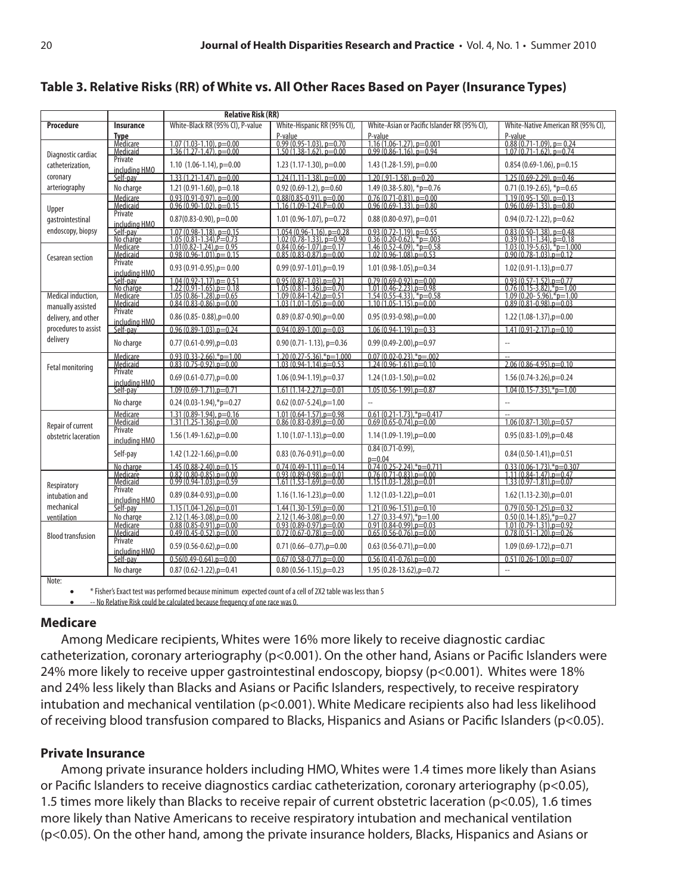## Table 3. Relative Risks (RR) of White vs. All Other Races Based on Payer (Insurance Types)

| Procedure | Insurance Type | Relative Risk (RR) | | | |
|---|---|---|---|---|---|
| | | White-Black RR (95% CI), P-value | White-Hispanic RR (95% CI), P-value | White-Asian or Pacific Islander RR (95% CI), P-value | White-Native American RR (95% CI), P-value |
| Diagnostic cardiac catheterization, coronary arteriography | Medicare | 1.07 (1.03-1.10), p=0.00 | 0.99 (0.95-1.03), p=0.70 | 1.16 (1.06-1.27), p=0.001 | 0.88 (0.71-1.09), p= 0.24 |
| | Medicaid | 1.36 (1.27-1.47), p=0.00 | 1.50 (1.38-1.62), p=0.00 | 0.99 (0.86-1.16), p=0.94 | 1.07 (0.71-1.62), p=0.74 |
| | Private including HMO | 1.10 (1.06-1.14), p=0.00 | 1.23 (1.17-1.30), p=0.00 | 1.43 (1.28-1.59), p=0.00 | 0.854 (0.69-1.06), p=0.15 |
| | Self-pay | 1.33 (1.21-1.47), p=0.00 | 1.24 (1.11-1.38), p=0.00 | 1.20 (.91-1.58), p=0.20 | 1.25 (0.69-2.29), p=0.46 |
| | No charge | 1.21 (0.91-1.60), p=0.18 | 0.92 (0.69-1.2), p=0.60 | 1.49 (0.38-5.80), *p=0.76 | 0.71 (0.19-2.65), *p=0.65 |
| Upper gastrointestinal endoscopy, biopsy | Medicare | 0.93 (0.91-0.97), p=0.00 | 0.88(0.85-0.91), p=0.00 | 0.76 (0.71-0.81), p=0.00 | 1.19 (0.95-1.50), p=0.13 |
| | Medicaid | 0.96 (0.90-1.02), p=0.15 | 1.16 (1.09-1.24), P=0.00 | 0.96 (0.69-1.33), p=0.80 | 0.96 (0.69-1.33), p=0.80 |
| | Private including HMO | 0.87(0.83-0.90), p=0.00 | 1.01 (0.96-1.07), p=0.72 | 0.88 (0.80-0.97), p=0.01 | 0.94 (0.72-1.22), p=0.62 |
| | Self-pay | 1.07 (0.98-1.18), p=0.15 | 1.054 (0.96-1.16), p=0.28 | 0.93 (0.72-1.19), p=0.55 | 0.83 (0.50-1.38), p=0.48 |
| | No charge | 1.05 (0.81-1.34), P=0.73 | 1.02 (0.78-1.33), p=0.90 | 0.36 (0.20-0.62), *p=.003 | 0.39 (0.11-1.34), p=0.18 |
| Cesarean section | Medicare | 1.01(0.82-1.24), p= 0.95 | 0.84 (0.66-1.07), p=0.17 | 1.46 (0.52-4.09), *p=0.58 | 1.03 (0.19-5.63), *p=1.000 |
| | Medicaid | 0.98 (0.96-1.01), p= 0.15 | 0.85 (0.83-0.87), p=0.00 | 1.02 (0.96-1.08), p=0.53 | 0.90 (0.78-1.03), p=0.12 |
| | Private including HMO | 0.93 (0.91-0.95), p= 0.00 | 0.99 (0.97-1.01), p=0.19 | 1.01 (0.98-1.05), p=0.34 | 1.02 (0.91-1.13), p=0.77 |
| | Self-pay | 1.04 (0.92-1.17), p= 0.51 | 0.95 (0.87-1.03), p=0.21 | 0.79 (0.69-0.92), p=0.00 | 0.93 (0.57-1.52), p=0.77 |
| | No charge | 1.22 (0.91-1.65), p= 0.18 | 1.05 (0.81-1.36), p=0.70 | 1.01 (0.46-2.23), p=0.98 | 0.76 (0.15-3.82), *p=1.00 |
| Medical induction, manually assisted delivery, and other procedures to assist delivery | Medicare | 1.05 (0.86-1.28), p=0.65 | 1.09 (0.84-1.42), p=0.51 | 1.54 (0.55-4.33), *p=0.58 | 1.09 (0.20- 5.96), *p=1.00 |
| | Medicaid | 0.84 (0.83-0.86), p=0.00 | 1.03 (1.01-1.05), p=0.00 | 1.10 (1.05-1.15), p=0.00 | 0.89 (0.81-0.98), p=0.03 |
| | Private including HMO | 0.86 (0.85- 0.88), p=0.00 | 0.89 (0.87-0.90), p=0.00 | 0.95 (0.93-0.98), p=0.00 | 1.22 (1.08-1.37), p=0.00 |
| | Self-pay | 0.96 (0.89-1.03), p=0.24 | 0.94 (0.89-1.00), p=0.03 | 1.06 (0.94-1.19), p=0.33 | 1.41 (0.91-2.17), p=0.10 |
| | No charge | 0.77 (0.61-0.99), p=0.03 | 0.90 (0.71- 1.13), p=0.36 | 0.99 (0.49-2.00), p=0.97 | -- |
| Fetal monitoring | Medicare | 0.93 (0.33-2.66), *p=1.00 | 1.20 (0.27-5.36), *p=1.000 | 0.07 (0.02-0.23), *p=.002 | -- |
| | Medicaid | 0.83 (0.75-0.92), p=0.00 | 1.03 (0.94-1.14), p=0.53 | 1.24 (0.96-1.61), p=0.10 | 2.06 (0.86-4.95), p=0.10 |
| | Private including HMO | 0.69 (0.61-0.77), p=0.00 | 1.06 (0.94-1.19), p=0.37 | 1.24 (1.03-1.50), p=0.02 | 1.56 (0.74-3.26), p=0.24 |
| | Self-pay | 1.09 (0.69-1.71), p=0.71 | 1.61 (1.14-2.27), p=0.01 | 1.05 (0.56-1.99), p=0.87 | 1.04 (0.15-7.35), *p=1.00 |
| | No charge | 0.24 (0.03-1.94), *p=0.27 | 0.62 (0.07-5.24), p=1.00 | -- | -- |
| Repair of current obstetric laceration | Medicare | 1.31 (0.89-1.94), p=0.16 | 1.01 (0.64-1.57), p=0.98 | 0.61 (0.21-1.73), *p=0.417 | -- |
| | Medicaid | 1.31 (1.25-1.36), p=0.00 | 0.86 (0.83-0.89), p=0.00 | 0.69 (0.65-0.74), p=0.00 | 1.06 (0.87-1.30), p=0.57 |
| | Private including HMO | 1.56 (1.49-1.62), p=0.00 | 1.10 (1.07-1.13), p=0.00 | 1.14 (1.09-1.19), p=0.00 | 0.95 (0.83-1.09), p=0.48 |
| | Self-pay | 1.42 (1.22-1.66), p=0.00 | 0.83 (0.76-0.91), p=0.00 | 0.84 (0.71-0.99), p=0.04 | 0.84 (0.50-1.41), p=0.51 |
| | No charge | 1.45 (0.88-2.40), p=0.15 | 0.74 (0.49-1.11), p=0.14 | 0.74 (0.25-2.24), *p=0.711 | 0.33 (0.06-1.73), *p=0.307 |
| Respiratory intubation and mechanical ventilation | Medicare | 0.82 (0.80-0.85), p=0.00 | 0.93 (0.89-0.98), p=0.01 | 0.76 (0.71-0.83), p=0.00 | 1.11 (0.84-1.47), p=0.47 |
| | Medicaid | 0.99 (0.94-1.03), p=0.59 | 1.61 (1.53-1.69), p=0.00 | 1.15 (1.03-1.28), p=0.01 | 1.33 (0.97-1.81), p=0.07 |
| | Private including HMO | 0.89 (0.84-0.93), p=0.00 | 1.16 (1.16-1.23), p=0.00 | 1.12 (1.03-1.22), p=0.01 | 1.62 (1.13-2.30), p=0.01 |
| | Self-pay | 1.15 (1.04-1.26), p=0.01 | 1.44 (1.30-1.59), p=0.00 | 1.21 (0.96-1.51), p=0.10 | 0.79 (0.50-1.25), p=0.32 |
| | No charge | 2.12 (1.46-3.08), p=0.00 | 2.12 (1.46-3.08), p=0.00 | 1.27 (0.33-4.97), *p=1.00 | 0.50 (0.14-1.85), *p=0.27 |
| Blood transfusion | Medicare | 0.88 (0.85-0.91), p=0.00 | 0.93 (0.89-0.97), p=0.00 | 0.91 (0.84-0.99), p=0.03 | 1.01 (0.79-1.31), p=0.92 |
| | Medicaid | 0.49 (0.45-0.52), p=0.00 | 0.72 (0.67-0.78), p=0.00 | 0.65 (0.56-0.76), p=0.00 | 0.78 (0.51-1.20), p=0.26 |
| | Private including HMO | 0.59 (0.56-0.62), p=0.00 | 0.71 (0.66--0.77), p=0.00 | 0.63 (0.56-0.71), p=0.00 | 1.09 (0.69-1.72), p=0.71 |
| | Self-pay | 0.56(0.49-0.64), p=0.00 | 0.67 (0.58-0.77), p=0.00 | 0.56 (0.41-0.76), p=0.00 | 0.51 (0.26-1.00), p=0.07 |
| | No charge | 0.87 (0.62-1.22), p=0.41 | 0.80 (0.56-1.15), p=0.23 | 1.95 (0.28-13.62), p=0.72 | -- |

Note:
- * Fisher's Exact test was performed because minimum expected count of a cell of 2X2 table was less than 5
- -- No Relative Risk could be calculated because frequency of one race was 0.

### Medicare

Among Medicare recipients, Whites were 16% more likely to receive diagnostic cardiac catheterization, coronary arteriography ($p<0.001$). On the other hand, Asians or Pacific Islanders were 24% more likely to receive upper gastrointestinal endoscopy, biopsy ($p<0.001$). Whites were 18% and 24% less likely than Blacks and Asians or Pacific Islanders, respectively, to receive respiratory intubation and mechanical ventilation ($p<0.001$). White Medicare recipients also had less likelihood of receiving blood transfusion compared to Blacks, Hispanics and Asians or Pacific Islanders ($p<0.05$).

### Private Insurance

Among private insurance holders including HMO, Whites were 1.4 times more likely than Asians or Pacific Islanders to receive diagnostics cardiac catheterization, coronary arteriography ($p<0.05$), 1.5 times more likely than Blacks to receive repair of current obstetric laceration ($p<0.05$), 1.6 times more likely than Native Americans to receive respiratory intubation and mechanical ventilation ($p<0.05$). On the other hand, among the private insurance holders, Blacks, Hispanics and Asians or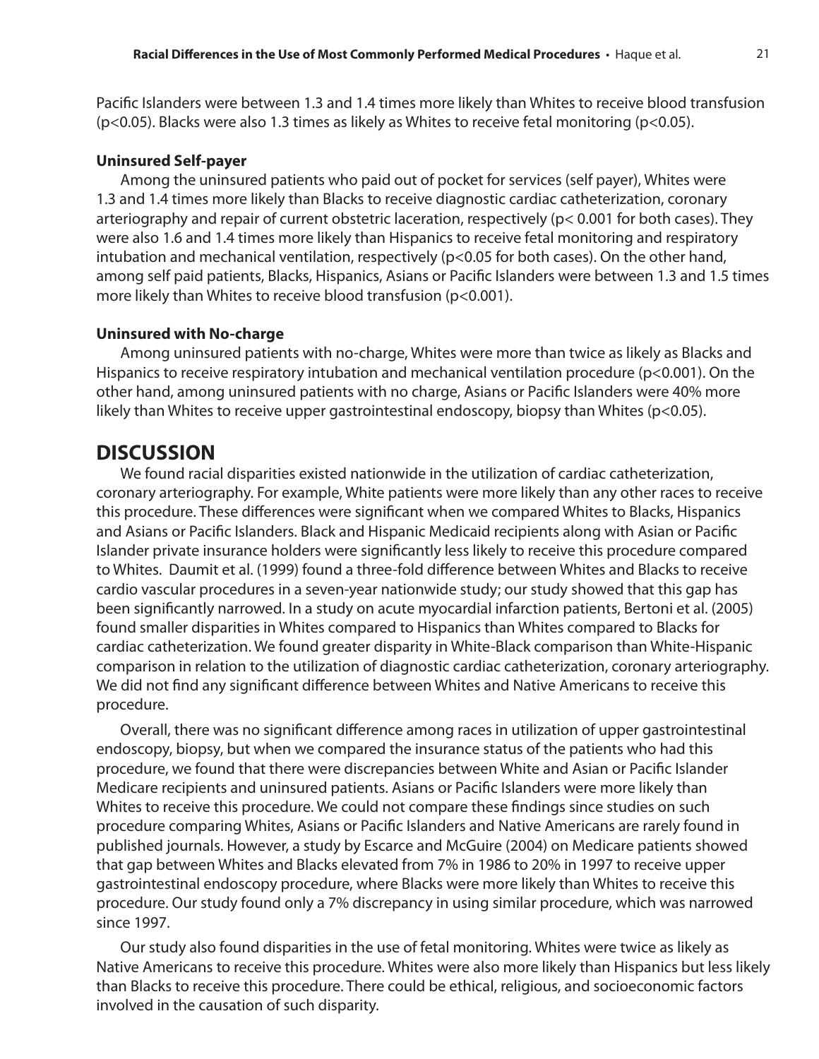Pacific Islanders were between 1.3 and 1.4 times more likely than Whites to receive blood transfusion ($p<0.05$). Blacks were also 1.3 times as likely as Whites to receive fetal monitoring ($p<0.05$).

### Uninsured Self-payer

Among the uninsured patients who paid out of pocket for services (self payer), Whites were 1.3 and 1.4 times more likely than Blacks to receive diagnostic cardiac catheterization, coronary arteriography and repair of current obstetric laceration, respectively ($p< 0.001$ for both cases). They were also 1.6 and 1.4 times more likely than Hispanics to receive fetal monitoring and respiratory intubation and mechanical ventilation, respectively ($p<0.05$ for both cases). On the other hand, among self paid patients, Blacks, Hispanics, Asians or Pacific Islanders were between 1.3 and 1.5 times more likely than Whites to receive blood transfusion ($p<0.001$).

### Uninsured with No-charge

Among uninsured patients with no-charge, Whites were more than twice as likely as Blacks and Hispanics to receive respiratory intubation and mechanical ventilation procedure ($p<0.001$). On the other hand, among uninsured patients with no charge, Asians or Pacific Islanders were 40% more likely than Whites to receive upper gastrointestinal endoscopy, biopsy than Whites ($p<0.05$).

## DISCUSSION

We found racial disparities existed nationwide in the utilization of cardiac catheterization, coronary arteriography. For example, White patients were more likely than any other races to receive this procedure. These differences were significant when we compared Whites to Blacks, Hispanics and Asians or Pacific Islanders. Black and Hispanic Medicaid recipients along with Asian or Pacific Islander private insurance holders were significantly less likely to receive this procedure compared to Whites. Daumit et al. (1999) found a three-fold difference between Whites and Blacks to receive cardio vascular procedures in a seven-year nationwide study; our study showed that this gap has been significantly narrowed. In a study on acute myocardial infarction patients, Bertoni et al. (2005) found smaller disparities in Whites compared to Hispanics than Whites compared to Blacks for cardiac catheterization. We found greater disparity in White-Black comparison than White-Hispanic comparison in relation to the utilization of diagnostic cardiac catheterization, coronary arteriography. We did not find any significant difference between Whites and Native Americans to receive this procedure.

Overall, there was no significant difference among races in utilization of upper gastrointestinal endoscopy, biopsy, but when we compared the insurance status of the patients who had this procedure, we found that there were discrepancies between White and Asian or Pacific Islander Medicare recipients and uninsured patients. Asians or Pacific Islanders were more likely than Whites to receive this procedure. We could not compare these findings since studies on such procedure comparing Whites, Asians or Pacific Islanders and Native Americans are rarely found in published journals. However, a study by Escarce and McGuire (2004) on Medicare patients showed that gap between Whites and Blacks elevated from 7% in 1986 to 20% in 1997 to receive upper gastrointestinal endoscopy procedure, where Blacks were more likely than Whites to receive this procedure. Our study found only a 7% discrepancy in using similar procedure, which was narrowed since 1997.

Our study also found disparities in the use of fetal monitoring. Whites were twice as likely as Native Americans to receive this procedure. Whites were also more likely than Hispanics but less likely than Blacks to receive this procedure. There could be ethical, religious, and socioeconomic factors involved in the causation of such disparity.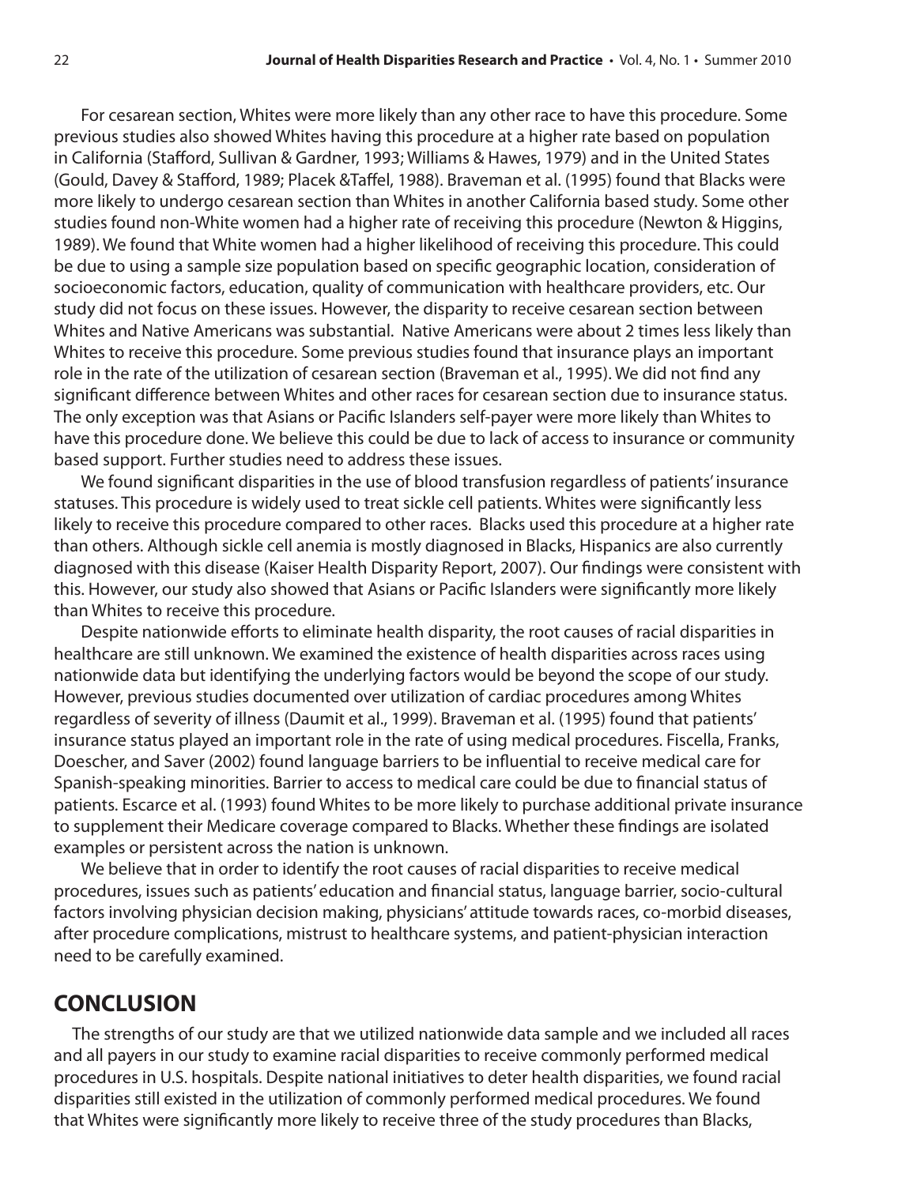For cesarean section, Whites were more likely than any other race to have this procedure. Some previous studies also showed Whites having this procedure at a higher rate based on population in California (Stafford, Sullivan & Gardner, 1993; Williams & Hawes, 1979) and in the United States (Gould, Davey & Stafford, 1989; Placek &Taffel, 1988). Braveman et al. (1995) found that Blacks were more likely to undergo cesarean section than Whites in another California based study. Some other studies found non-White women had a higher rate of receiving this procedure (Newton & Higgins, 1989). We found that White women had a higher likelihood of receiving this procedure. This could be due to using a sample size population based on specific geographic location, consideration of socioeconomic factors, education, quality of communication with healthcare providers, etc. Our study did not focus on these issues. However, the disparity to receive cesarean section between Whites and Native Americans was substantial. Native Americans were about 2 times less likely than Whites to receive this procedure. Some previous studies found that insurance plays an important role in the rate of the utilization of cesarean section (Braveman et al., 1995). We did not find any significant difference between Whites and other races for cesarean section due to insurance status. The only exception was that Asians or Pacific Islanders self-payer were more likely than Whites to have this procedure done. We believe this could be due to lack of access to insurance or community based support. Further studies need to address these issues.

We found significant disparities in the use of blood transfusion regardless of patients' insurance statuses. This procedure is widely used to treat sickle cell patients. Whites were significantly less likely to receive this procedure compared to other races. Blacks used this procedure at a higher rate than others. Although sickle cell anemia is mostly diagnosed in Blacks, Hispanics are also currently diagnosed with this disease (Kaiser Health Disparity Report, 2007). Our findings were consistent with this. However, our study also showed that Asians or Pacific Islanders were significantly more likely than Whites to receive this procedure.

Despite nationwide efforts to eliminate health disparity, the root causes of racial disparities in healthcare are still unknown. We examined the existence of health disparities across races using nationwide data but identifying the underlying factors would be beyond the scope of our study. However, previous studies documented over utilization of cardiac procedures among Whites regardless of severity of illness (Daumit et al., 1999). Braveman et al. (1995) found that patients' insurance status played an important role in the rate of using medical procedures. Fiscella, Franks, Doescher, and Saver (2002) found language barriers to be influential to receive medical care for Spanish-speaking minorities. Barrier to access to medical care could be due to financial status of patients. Escarce et al. (1993) found Whites to be more likely to purchase additional private insurance to supplement their Medicare coverage compared to Blacks. Whether these findings are isolated examples or persistent across the nation is unknown.

We believe that in order to identify the root causes of racial disparities to receive medical procedures, issues such as patients' education and financial status, language barrier, socio-cultural factors involving physician decision making, physicians' attitude towards races, co-morbid diseases, after procedure complications, mistrust to healthcare systems, and patient-physician interaction need to be carefully examined.

## CONCLUSION

The strengths of our study are that we utilized nationwide data sample and we included all races and all payers in our study to examine racial disparities to receive commonly performed medical procedures in U.S. hospitals. Despite national initiatives to deter health disparities, we found racial disparities still existed in the utilization of commonly performed medical procedures. We found that Whites were significantly more likely to receive three of the study procedures than Blacks,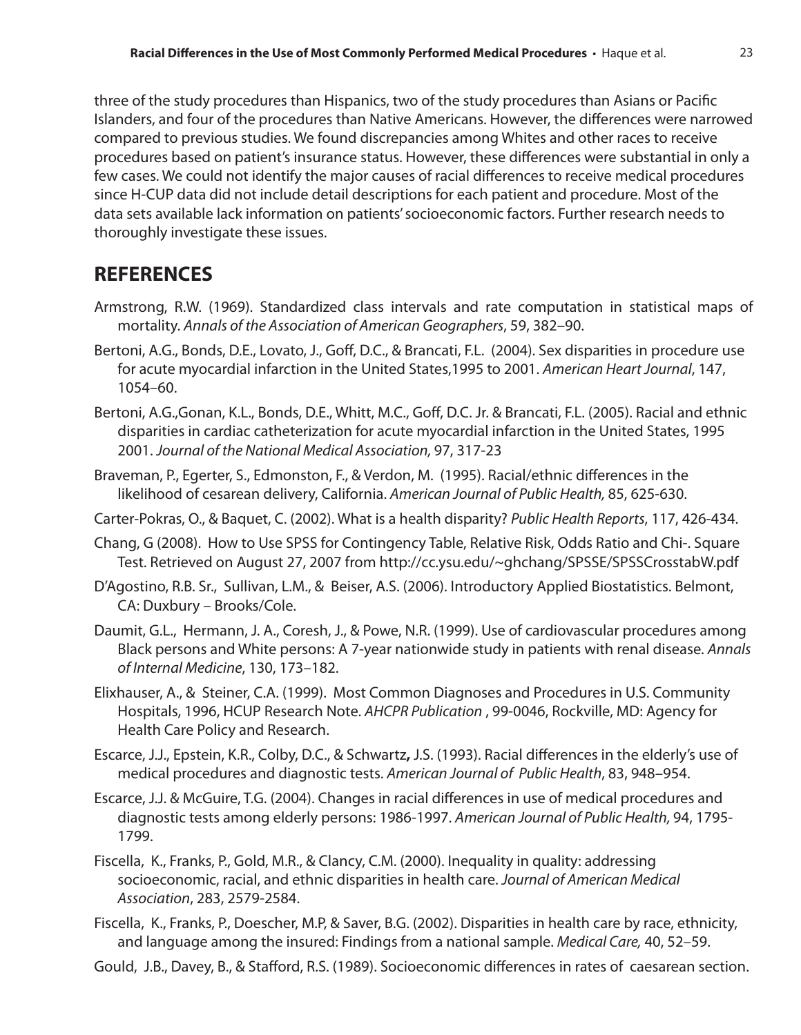three of the study procedures than Hispanics, two of the study procedures than Asians or Pacific Islanders, and four of the procedures than Native Americans. However, the differences were narrowed compared to previous studies. We found discrepancies among Whites and other races to receive procedures based on patient's insurance status. However, these differences were substantial in only a few cases. We could not identify the major causes of racial differences to receive medical procedures since H-CUP data did not include detail descriptions for each patient and procedure. Most of the data sets available lack information on patients' socioeconomic factors. Further research needs to thoroughly investigate these issues.

## REFERENCES

Armstrong, R.W. (1969). Standardized class intervals and rate computation in statistical maps of mortality. *Annals of the Association of American Geographers*, 59, 382–90.

Bertoni, A.G., Bonds, D.E., Lovato, J., Goff, D.C., & Brancati, F.L. (2004). Sex disparities in procedure use for acute myocardial infarction in the United States,1995 to 2001. *American Heart Journal*, 147, 1054–60.

Bertoni, A.G.,Gonan, K.L., Bonds, D.E., Whitt, M.C., Goff, D.C. Jr. & Brancati, F.L. (2005). Racial and ethnic disparities in cardiac catheterization for acute myocardial infarction in the United States, 1995 2001. *Journal of the National Medical Association,* 97, 317-23

Braveman, P., Egerter, S., Edmonston, F., & Verdon, M. (1995). Racial/ethnic differences in the likelihood of cesarean delivery, California. *American Journal of Public Health,* 85, 625-630.

Carter-Pokras, O., & Baquet, C. (2002). What is a health disparity? *Public Health Reports*, 117, 426-434.

Chang, G (2008). How to Use SPSS for Contingency Table, Relative Risk, Odds Ratio and Chi-. Square Test. Retrieved on August 27, 2007 from http://cc.ysu.edu/~ghchang/SPSSE/SPSSCrosstabW.pdf

D'Agostino, R.B. Sr., Sullivan, L.M., & Beiser, A.S. (2006). Introductory Applied Biostatistics. Belmont, CA: Duxbury – Brooks/Cole.

Daumit, G.L., Hermann, J. A., Coresh, J., & Powe, N.R. (1999). Use of cardiovascular procedures among Black persons and White persons: A 7-year nationwide study in patients with renal disease. *Annals of Internal Medicine*, 130, 173–182.

Elixhauser, A., & Steiner, C.A. (1999). Most Common Diagnoses and Procedures in U.S. Community Hospitals, 1996, HCUP Research Note. *AHCPR Publication* , 99-0046, Rockville, MD: Agency for Health Care Policy and Research.

Escarce, J.J., Epstein, K.R., Colby, D.C., & Schwartz**,** J.S. (1993). Racial differences in the elderly's use of medical procedures and diagnostic tests. *American Journal of Public Health*, 83, 948–954.

Escarce, J.J. & McGuire, T.G. (2004). Changes in racial differences in use of medical procedures and diagnostic tests among elderly persons: 1986-1997. *American Journal of Public Health,* 94, 1795-1799.

Fiscella, K., Franks, P., Gold, M.R., & Clancy, C.M. (2000). Inequality in quality: addressing socioeconomic, racial, and ethnic disparities in health care. *Journal of American Medical Association*, 283, 2579-2584.

Fiscella, K., Franks, P., Doescher, M.P, & Saver, B.G. (2002). Disparities in health care by race, ethnicity, and language among the insured: Findings from a national sample. *Medical Care,* 40, 52–59.

Gould, J.B., Davey, B., & Stafford, R.S. (1989). Socioeconomic differences in rates of caesarean section.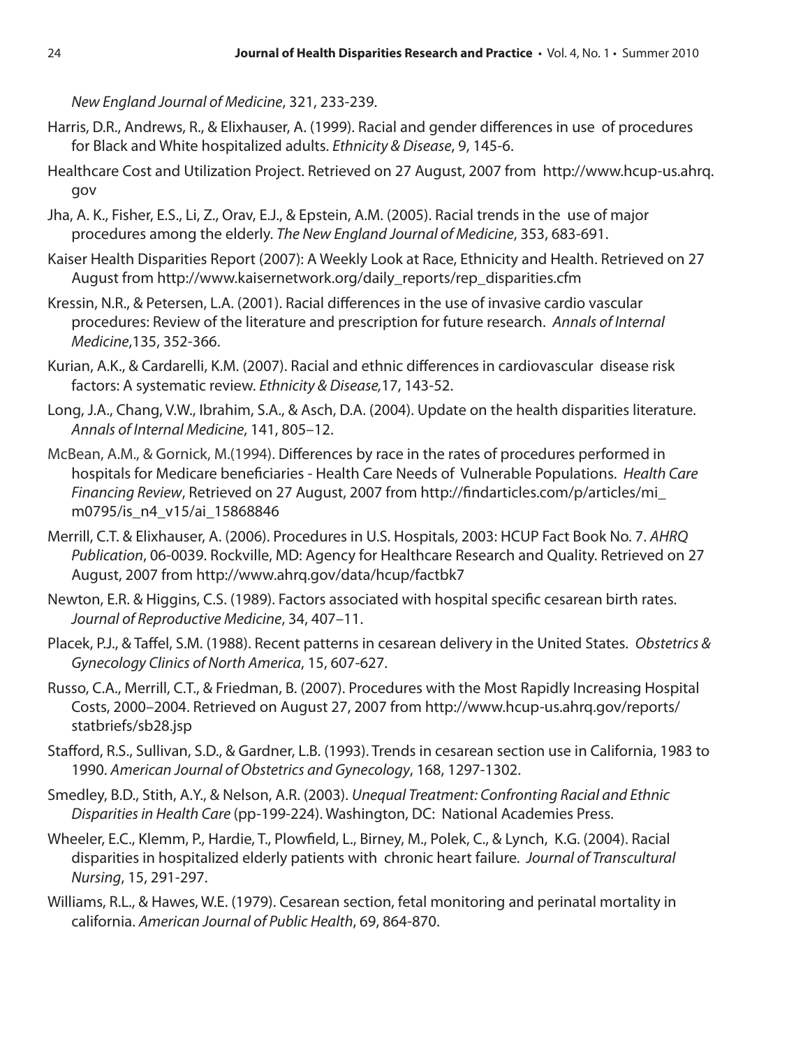*New England Journal of Medicine*, 321, 233-239.

Harris, D.R., Andrews, R., & Elixhauser, A. (1999). Racial and gender differences in use of procedures for Black and White hospitalized adults. *Ethnicity & Disease*, 9, 145-6.

Healthcare Cost and Utilization Project. Retrieved on 27 August, 2007 from http://www.hcup-us.ahrq.gov

Jha, A. K., Fisher, E.S., Li, Z., Orav, E.J., & Epstein, A.M. (2005). Racial trends in the use of major procedures among the elderly. *The New England Journal of Medicine*, 353, 683-691.

Kaiser Health Disparities Report (2007): A Weekly Look at Race, Ethnicity and Health. Retrieved on 27 August from http://www.kaisernetwork.org/daily_reports/rep_disparities.cfm

Kressin, N.R., & Petersen, L.A. (2001). Racial differences in the use of invasive cardio vascular procedures: Review of the literature and prescription for future research. *Annals of Internal Medicine*,135, 352-366.

Kurian, A.K., & Cardarelli, K.M. (2007). Racial and ethnic differences in cardiovascular disease risk factors: A systematic review. *Ethnicity & Disease,*17, 143-52.

Long, J.A., Chang, V.W., Ibrahim, S.A., & Asch, D.A. (2004). Update on the health disparities literature. *Annals of Internal Medicine*, 141, 805–12.

McBean, A.M., & Gornick, M.(1994). Differences by race in the rates of procedures performed in hospitals for Medicare beneficiaries - Health Care Needs of Vulnerable Populations. *Health Care Financing Review*, Retrieved on 27 August, 2007 from http://findarticles.com/p/articles/mi_m0795/is_n4_v15/ai_15868846

Merrill, C.T. & Elixhauser, A. (2006). Procedures in U.S. Hospitals, 2003: HCUP Fact Book No. 7. *AHRQ Publication*, 06-0039. Rockville, MD: Agency for Healthcare Research and Quality. Retrieved on 27 August, 2007 from http://www.ahrq.gov/data/hcup/factbk7

Newton, E.R. & Higgins, C.S. (1989). Factors associated with hospital specific cesarean birth rates. *Journal of Reproductive Medicine*, 34, 407–11.

Placek, P.J., & Taffel, S.M. (1988). Recent patterns in cesarean delivery in the United States. *Obstetrics & Gynecology Clinics of North America*, 15, 607-627.

Russo, C.A., Merrill, C.T., & Friedman, B. (2007). Procedures with the Most Rapidly Increasing Hospital Costs, 2000–2004. Retrieved on August 27, 2007 from http://www.hcup-us.ahrq.gov/reports/statbriefs/sb28.jsp

Stafford, R.S., Sullivan, S.D., & Gardner, L.B. (1993). Trends in cesarean section use in California, 1983 to 1990. *American Journal of Obstetrics and Gynecology*, 168, 1297-1302.

Smedley, B.D., Stith, A.Y., & Nelson, A.R. (2003). *Unequal Treatment: Confronting Racial and Ethnic Disparities in Health Care* (pp-199-224). Washington, DC: National Academies Press.

Wheeler, E.C., Klemm, P., Hardie, T., Plowfield, L., Birney, M., Polek, C., & Lynch, K.G. (2004). Racial disparities in hospitalized elderly patients with chronic heart failure. *Journal of Transcultural Nursing*, 15, 291-297.

Williams, R.L., & Hawes, W.E. (1979). Cesarean section, fetal monitoring and perinatal mortality in california. *American Journal of Public Health*, 69, 864-870.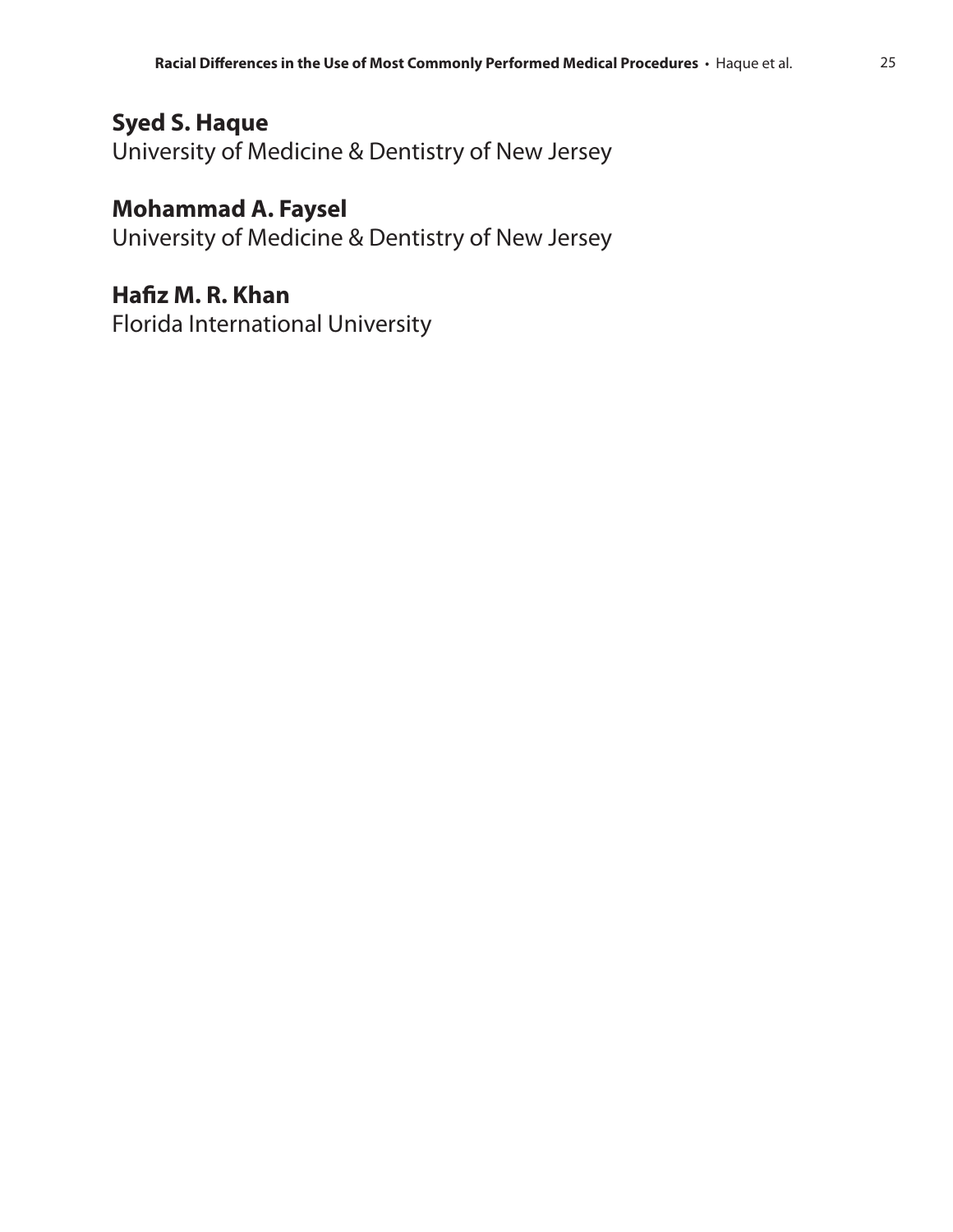**Syed S. Haque**
University of Medicine & Dentistry of New Jersey

**Mohammad A. Faysel**
University of Medicine & Dentistry of New Jersey

**Hafiz M. R. Khan**
Florida International University